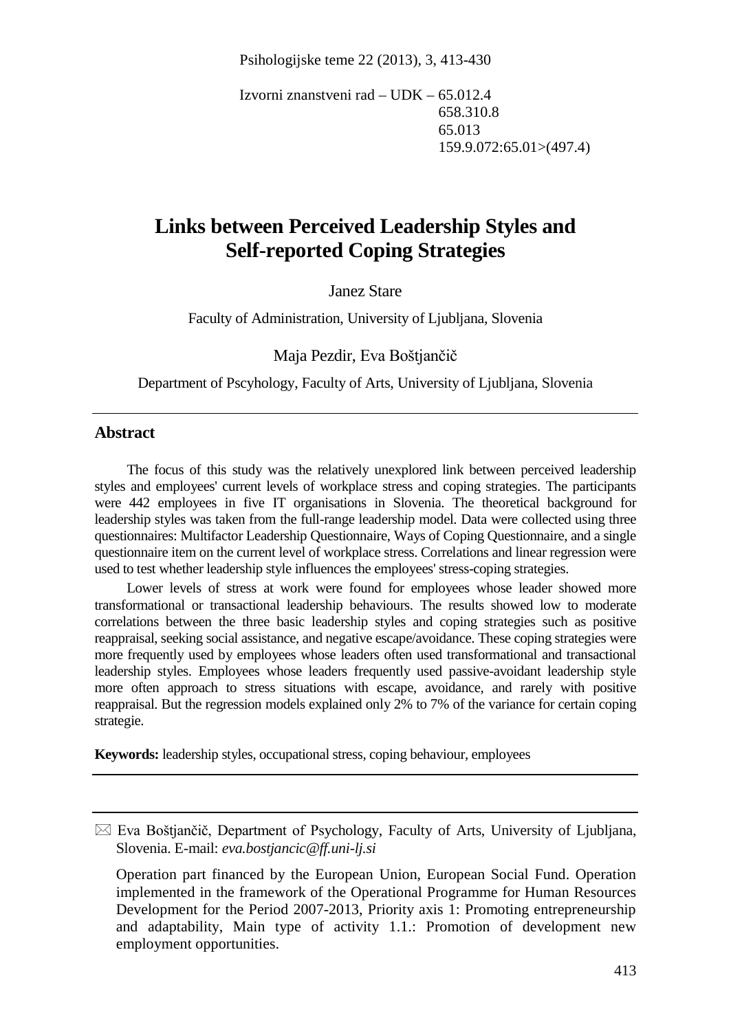Izvorni znanstveni rad – UDK – 65.012.4
658.310.8
65.013
159.9.072:65.01>(497.4)

# Links between Perceived Leadership Styles and Self-reported Coping Strategies

Janez Stare

Faculty of Administration, University of Ljubljana, Slovenia

Maja Pezdir, Eva Boštjančič

Department of Pscyhology, Faculty of Arts, University of Ljubljana, Slovenia

## Abstract

The focus of this study was the relatively unexplored link between perceived leadership styles and employees' current levels of workplace stress and coping strategies. The participants were 442 employees in five IT organisations in Slovenia. The theoretical background for leadership styles was taken from the full-range leadership model. Data were collected using three questionnaires: Multifactor Leadership Questionnaire, Ways of Coping Questionnaire, and a single questionnaire item on the current level of workplace stress. Correlations and linear regression were used to test whether leadership style influences the employees' stress-coping strategies.

Lower levels of stress at work were found for employees whose leader showed more transformational or transactional leadership behaviours. The results showed low to moderate correlations between the three basic leadership styles and coping strategies such as positive reappraisal, seeking social assistance, and negative escape/avoidance. These coping strategies were more frequently used by employees whose leaders often used transformational and transactional leadership styles. Employees whose leaders frequently used passive-avoidant leadership style more often approach to stress situations with escape, avoidance, and rarely with positive reappraisal. But the regression models explained only 2% to 7% of the variance for certain coping strategie.

**Keywords:** leadership styles, occupational stress, coping behaviour, employees

---

✉ Eva Boštjančič, Department of Psychology, Faculty of Arts, University of Ljubljana, Slovenia. E-mail: *eva.bostjancic@ff.uni-lj.si*

Operation part financed by the European Union, European Social Fund. Operation implemented in the framework of the Operational Programme for Human Resources Development for the Period 2007-2013, Priority axis 1: Promoting entrepreneurship and adaptability, Main type of activity 1.1.: Promotion of development new employment opportunities.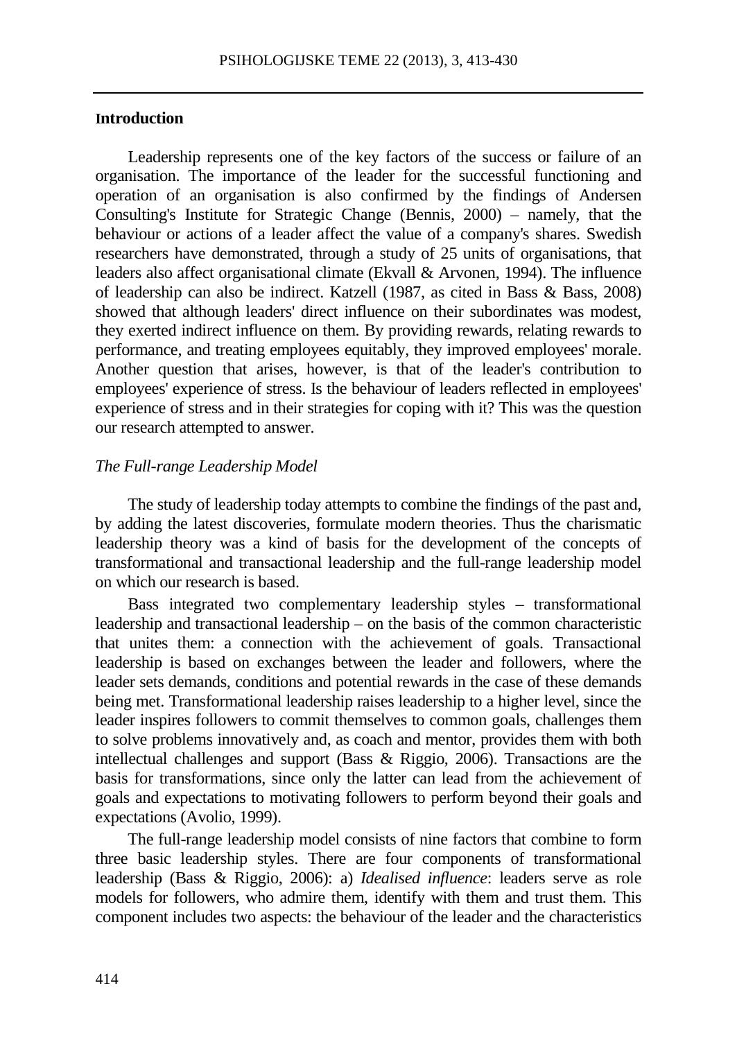## Introduction

Leadership represents one of the key factors of the success or failure of an organisation. The importance of the leader for the successful functioning and operation of an organisation is also confirmed by the findings of Andersen Consulting's Institute for Strategic Change (Bennis, 2000) – namely, that the behaviour or actions of a leader affect the value of a company's shares. Swedish researchers have demonstrated, through a study of 25 units of organisations, that leaders also affect organisational climate (Ekvall & Arvonen, 1994). The influence of leadership can also be indirect. Katzell (1987, as cited in Bass & Bass, 2008) showed that although leaders' direct influence on their subordinates was modest, they exerted indirect influence on them. By providing rewards, relating rewards to performance, and treating employees equitably, they improved employees' morale. Another question that arises, however, is that of the leader's contribution to employees' experience of stress. Is the behaviour of leaders reflected in employees' experience of stress and in their strategies for coping with it? This was the question our research attempted to answer.

### *The Full-range Leadership Model*

The study of leadership today attempts to combine the findings of the past and, by adding the latest discoveries, formulate modern theories. Thus the charismatic leadership theory was a kind of basis for the development of the concepts of transformational and transactional leadership and the full-range leadership model on which our research is based.

Bass integrated two complementary leadership styles – transformational leadership and transactional leadership – on the basis of the common characteristic that unites them: a connection with the achievement of goals. Transactional leadership is based on exchanges between the leader and followers, where the leader sets demands, conditions and potential rewards in the case of these demands being met. Transformational leadership raises leadership to a higher level, since the leader inspires followers to commit themselves to common goals, challenges them to solve problems innovatively and, as coach and mentor, provides them with both intellectual challenges and support (Bass & Riggio, 2006). Transactions are the basis for transformations, since only the latter can lead from the achievement of goals and expectations to motivating followers to perform beyond their goals and expectations (Avolio, 1999).

The full-range leadership model consists of nine factors that combine to form three basic leadership styles. There are four components of transformational leadership (Bass & Riggio, 2006): a) *Idealised influence*: leaders serve as role models for followers, who admire them, identify with them and trust them. This component includes two aspects: the behaviour of the leader and the characteristics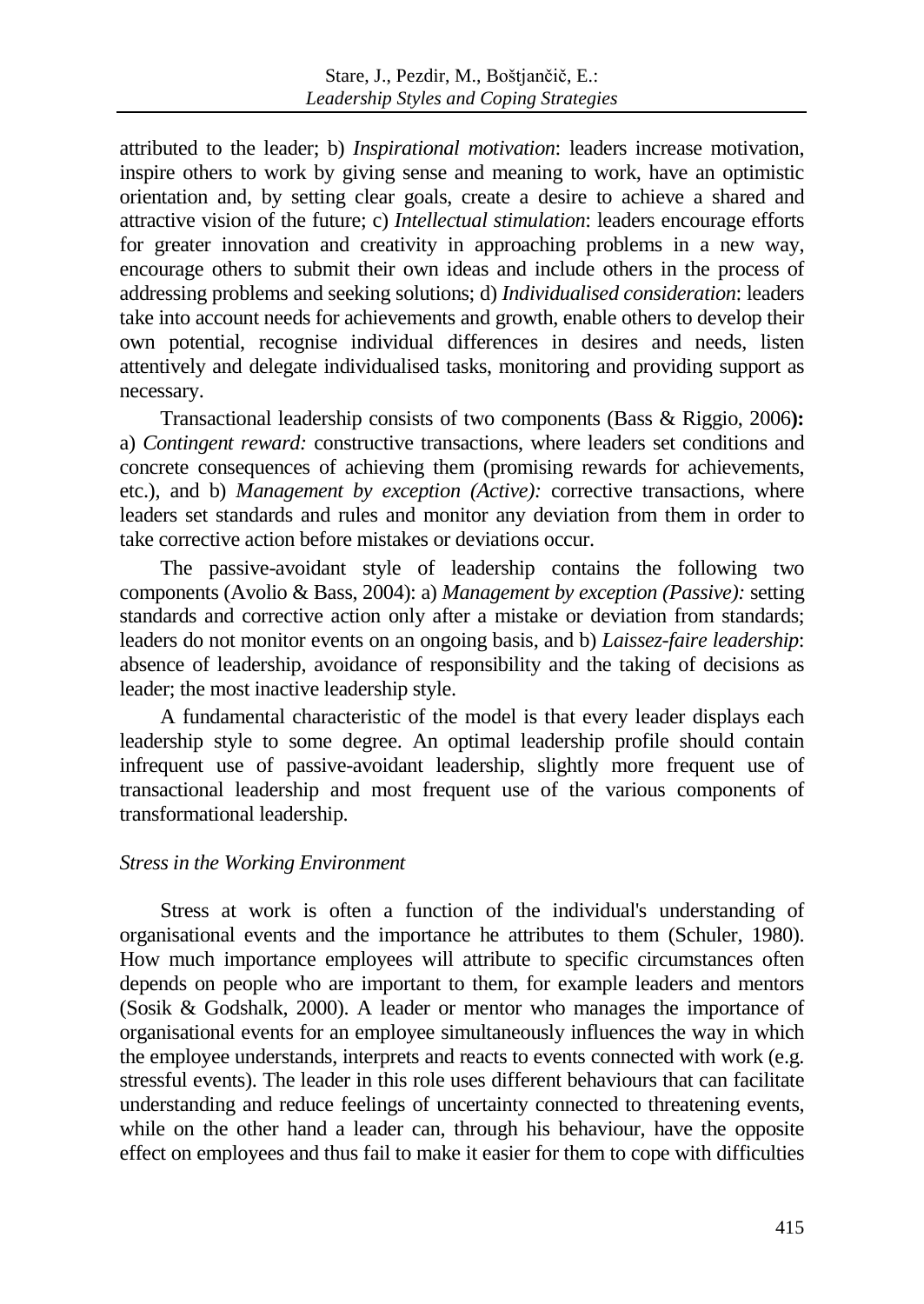attributed to the leader; b) *Inspirational motivation*: leaders increase motivation, inspire others to work by giving sense and meaning to work, have an optimistic orientation and, by setting clear goals, create a desire to achieve a shared and attractive vision of the future; c) *Intellectual stimulation*: leaders encourage efforts for greater innovation and creativity in approaching problems in a new way, encourage others to submit their own ideas and include others in the process of addressing problems and seeking solutions; d) *Individualised consideration*: leaders take into account needs for achievements and growth, enable others to develop their own potential, recognise individual differences in desires and needs, listen attentively and delegate individualised tasks, monitoring and providing support as necessary.

Transactional leadership consists of two components (Bass & Riggio, 2006**):** a) *Contingent reward:* constructive transactions, where leaders set conditions and concrete consequences of achieving them (promising rewards for achievements, etc.), and b) *Management by exception (Active):* corrective transactions, where leaders set standards and rules and monitor any deviation from them in order to take corrective action before mistakes or deviations occur.

The passive-avoidant style of leadership contains the following two components (Avolio & Bass, 2004): a) *Management by exception (Passive):* setting standards and corrective action only after a mistake or deviation from standards; leaders do not monitor events on an ongoing basis, and b) *Laissez-faire leadership*: absence of leadership, avoidance of responsibility and the taking of decisions as leader; the most inactive leadership style.

A fundamental characteristic of the model is that every leader displays each leadership style to some degree. An optimal leadership profile should contain infrequent use of passive-avoidant leadership, slightly more frequent use of transactional leadership and most frequent use of the various components of transformational leadership.

### *Stress in the Working Environment*

Stress at work is often a function of the individual's understanding of organisational events and the importance he attributes to them (Schuler, 1980). How much importance employees will attribute to specific circumstances often depends on people who are important to them, for example leaders and mentors (Sosik & Godshalk, 2000). A leader or mentor who manages the importance of organisational events for an employee simultaneously influences the way in which the employee understands, interprets and reacts to events connected with work (e.g. stressful events). The leader in this role uses different behaviours that can facilitate understanding and reduce feelings of uncertainty connected to threatening events, while on the other hand a leader can, through his behaviour, have the opposite effect on employees and thus fail to make it easier for them to cope with difficulties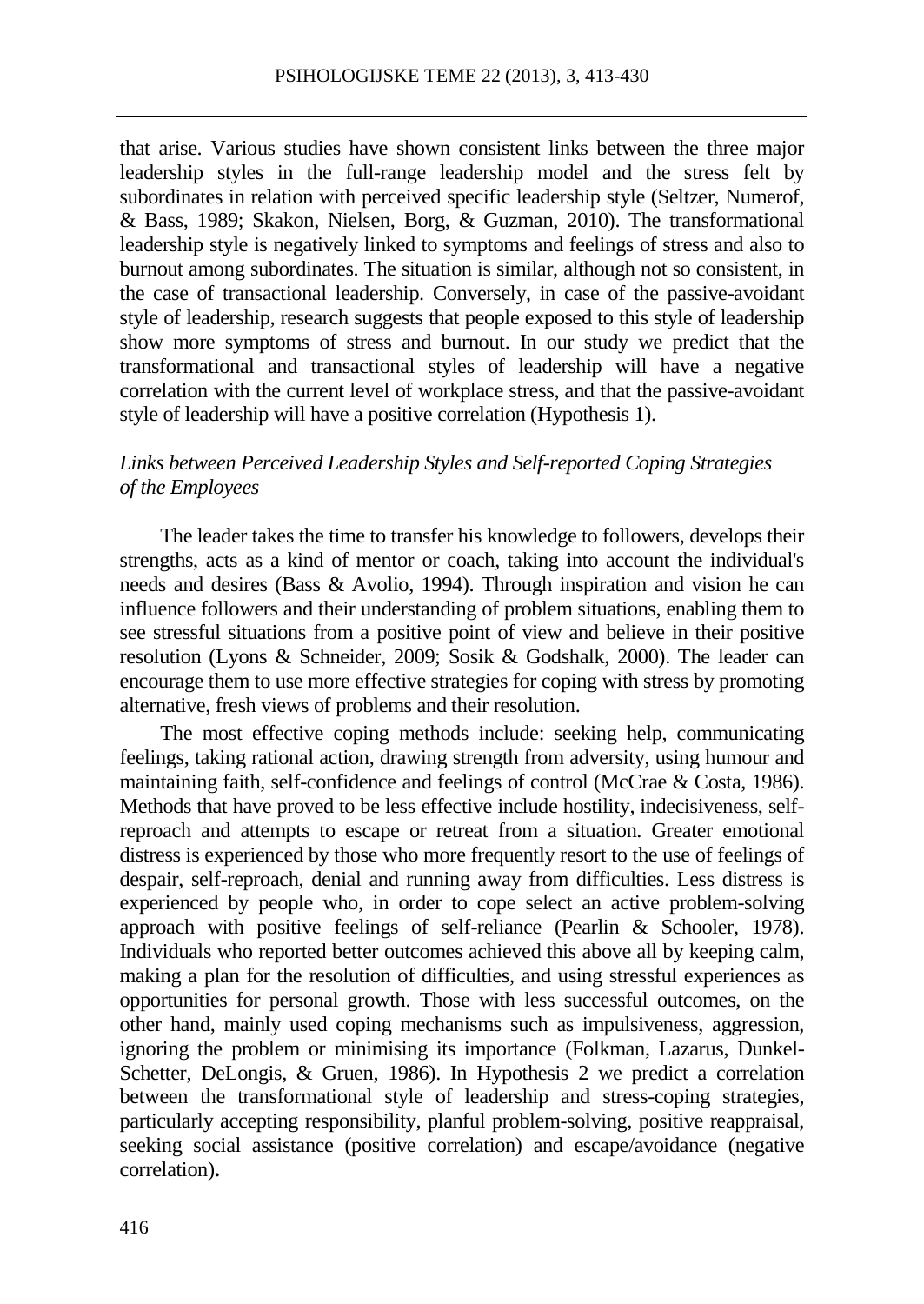that arise. Various studies have shown consistent links between the three major leadership styles in the full-range leadership model and the stress felt by subordinates in relation with perceived specific leadership style (Seltzer, Numerof, & Bass, 1989; Skakon, Nielsen, Borg, & Guzman, 2010). The transformational leadership style is negatively linked to symptoms and feelings of stress and also to burnout among subordinates. The situation is similar, although not so consistent, in the case of transactional leadership. Conversely, in case of the passive-avoidant style of leadership, research suggests that people exposed to this style of leadership show more symptoms of stress and burnout. In our study we predict that the transformational and transactional styles of leadership will have a negative correlation with the current level of workplace stress, and that the passive-avoidant style of leadership will have a positive correlation (Hypothesis 1).

### *Links between Perceived Leadership Styles and Self-reported Coping Strategies of the Employees*

The leader takes the time to transfer his knowledge to followers, develops their strengths, acts as a kind of mentor or coach, taking into account the individual's needs and desires (Bass & Avolio, 1994). Through inspiration and vision he can influence followers and their understanding of problem situations, enabling them to see stressful situations from a positive point of view and believe in their positive resolution (Lyons & Schneider, 2009; Sosik & Godshalk, 2000). The leader can encourage them to use more effective strategies for coping with stress by promoting alternative, fresh views of problems and their resolution.

The most effective coping methods include: seeking help, communicating feelings, taking rational action, drawing strength from adversity, using humour and maintaining faith, self-confidence and feelings of control (McCrae & Costa, 1986). Methods that have proved to be less effective include hostility, indecisiveness, self-reproach and attempts to escape or retreat from a situation. Greater emotional distress is experienced by those who more frequently resort to the use of feelings of despair, self-reproach, denial and running away from difficulties. Less distress is experienced by people who, in order to cope select an active problem-solving approach with positive feelings of self-reliance (Pearlin & Schooler, 1978). Individuals who reported better outcomes achieved this above all by keeping calm, making a plan for the resolution of difficulties, and using stressful experiences as opportunities for personal growth. Those with less successful outcomes, on the other hand, mainly used coping mechanisms such as impulsiveness, aggression, ignoring the problem or minimising its importance (Folkman, Lazarus, Dunkel-Schetter, DeLongis, & Gruen, 1986). In Hypothesis 2 we predict a correlation between the transformational style of leadership and stress-coping strategies, particularly accepting responsibility, planful problem-solving, positive reappraisal, seeking social assistance (positive correlation) and escape/avoidance (negative correlation)**.**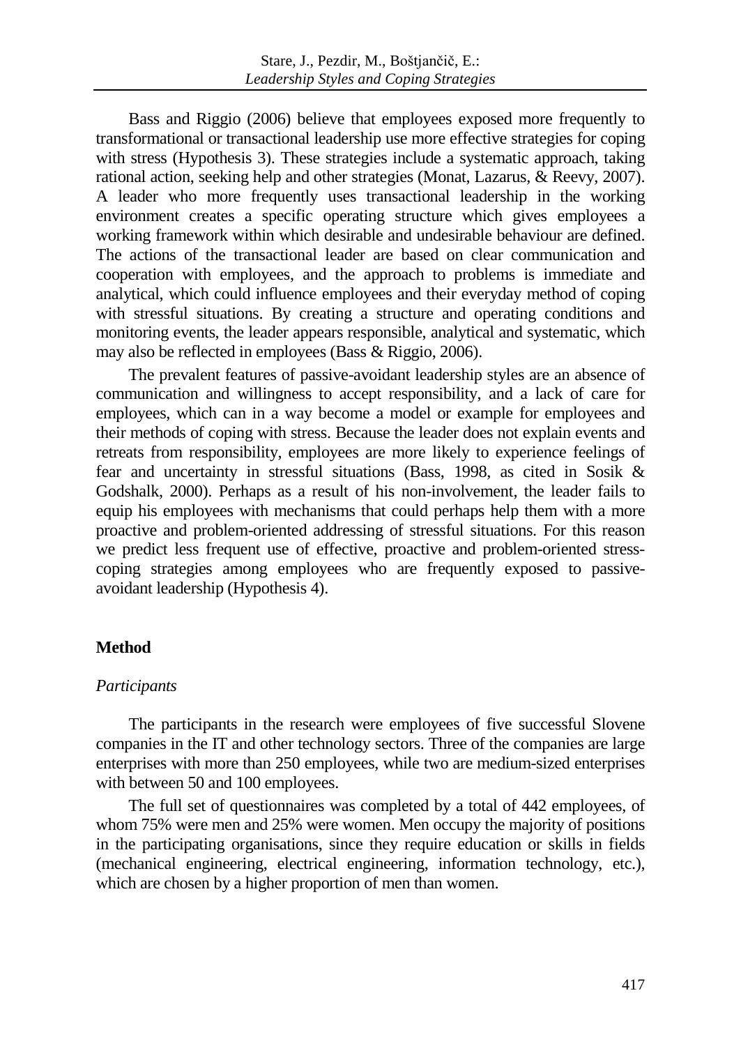Bass and Riggio (2006) believe that employees exposed more frequently to transformational or transactional leadership use more effective strategies for coping with stress (Hypothesis 3). These strategies include a systematic approach, taking rational action, seeking help and other strategies (Monat, Lazarus, & Reevy, 2007). A leader who more frequently uses transactional leadership in the working environment creates a specific operating structure which gives employees a working framework within which desirable and undesirable behaviour are defined. The actions of the transactional leader are based on clear communication and cooperation with employees, and the approach to problems is immediate and analytical, which could influence employees and their everyday method of coping with stressful situations. By creating a structure and operating conditions and monitoring events, the leader appears responsible, analytical and systematic, which may also be reflected in employees (Bass & Riggio, 2006).

The prevalent features of passive-avoidant leadership styles are an absence of communication and willingness to accept responsibility, and a lack of care for employees, which can in a way become a model or example for employees and their methods of coping with stress. Because the leader does not explain events and retreats from responsibility, employees are more likely to experience feelings of fear and uncertainty in stressful situations (Bass, 1998, as cited in Sosik & Godshalk, 2000). Perhaps as a result of his non-involvement, the leader fails to equip his employees with mechanisms that could perhaps help them with a more proactive and problem-oriented addressing of stressful situations. For this reason we predict less frequent use of effective, proactive and problem-oriented stress-coping strategies among employees who are frequently exposed to passive-avoidant leadership (Hypothesis 4).

## Method

### *Participants*

The participants in the research were employees of five successful Slovene companies in the IT and other technology sectors. Three of the companies are large enterprises with more than 250 employees, while two are medium-sized enterprises with between 50 and 100 employees.

The full set of questionnaires was completed by a total of 442 employees, of whom 75% were men and 25% were women. Men occupy the majority of positions in the participating organisations, since they require education or skills in fields (mechanical engineering, electrical engineering, information technology, etc.), which are chosen by a higher proportion of men than women.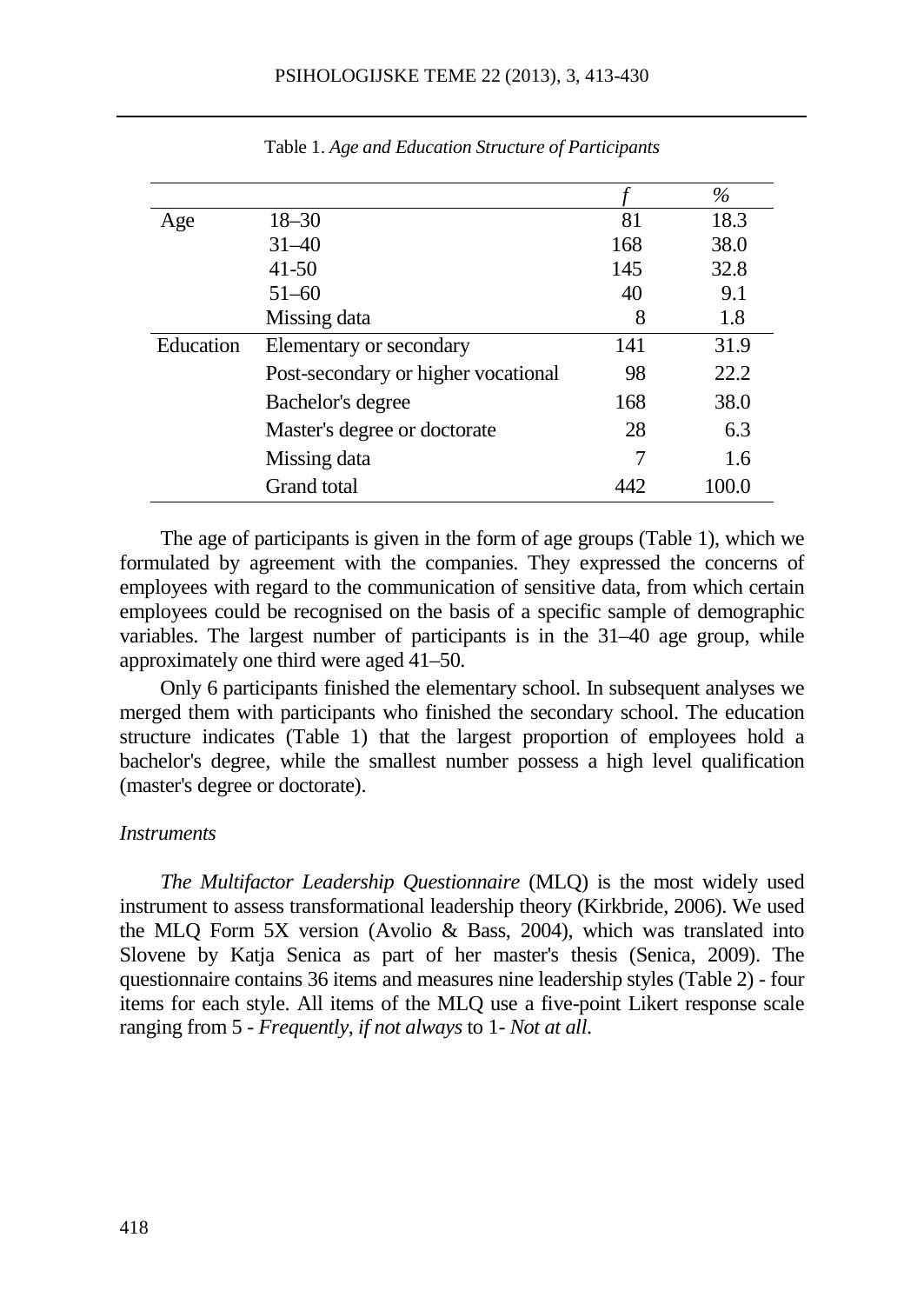Table 1. *Age and Education Structure of Participants*

| | | *f* | % |
|---|---|---|---|
| Age | 18–30 | 81 | 18.3 |
| | 31–40 | 168 | 38.0 |
| | 41-50 | 145 | 32.8 |
| | 51–60 | 40 | 9.1 |
| | Missing data | 8 | 1.8 |
| Education | Elementary or secondary | 141 | 31.9 |
| | Post-secondary or higher vocational | 98 | 22.2 |
| | Bachelor's degree | 168 | 38.0 |
| | Master's degree or doctorate | 28 | 6.3 |
| | Missing data | 7 | 1.6 |
| | Grand total | 442 | 100.0 |

The age of participants is given in the form of age groups (Table 1), which we formulated by agreement with the companies. They expressed the concerns of employees with regard to the communication of sensitive data, from which certain employees could be recognised on the basis of a specific sample of demographic variables. The largest number of participants is in the 31–40 age group, while approximately one third were aged 41–50.

Only 6 participants finished the elementary school. In subsequent analyses we merged them with participants who finished the secondary school. The education structure indicates (Table 1) that the largest proportion of employees hold a bachelor's degree, while the smallest number possess a high level qualification (master's degree or doctorate).

*Instruments*

*The Multifactor Leadership Questionnaire* (MLQ) is the most widely used instrument to assess transformational leadership theory (Kirkbride, 2006). We used the MLQ Form 5X version (Avolio & Bass, 2004), which was translated into Slovene by Katja Senica as part of her master's thesis (Senica, 2009). The questionnaire contains 36 items and measures nine leadership styles (Table 2) - four items for each style. All items of the MLQ use a five-point Likert response scale ranging from 5 - *Frequently, if not always* to 1- *Not at all*.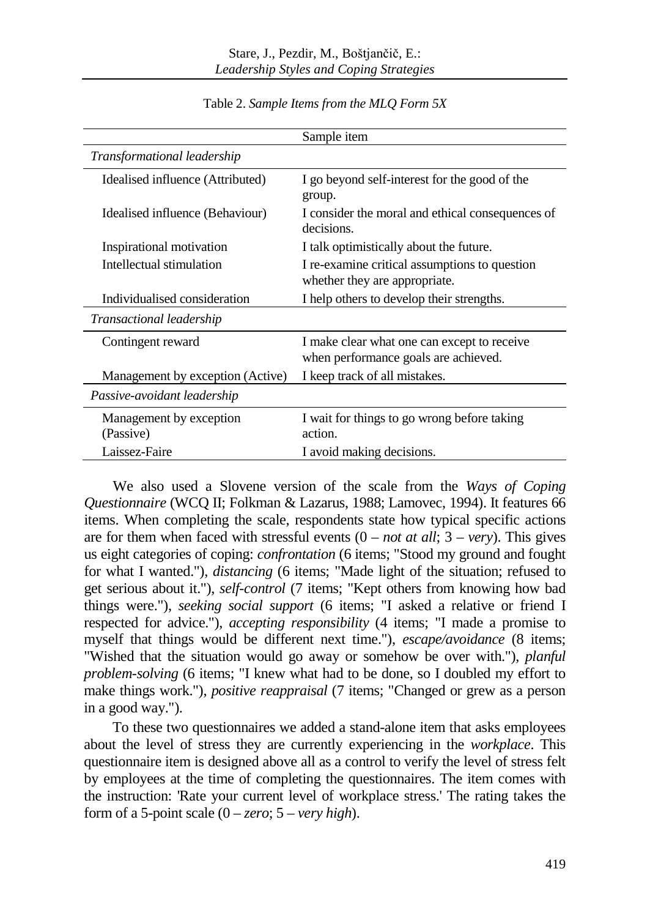Table 2. *Sample Items from the MLQ Form 5X*

| | Sample item |
|---|---|
| *Transformational leadership* | |
| Idealised influence (Attributed) | I go beyond self-interest for the good of the group. |
| Idealised influence (Behaviour) | I consider the moral and ethical consequences of decisions. |
| Inspirational motivation | I talk optimistically about the future. |
| Intellectual stimulation | I re-examine critical assumptions to question whether they are appropriate. |
| Individualised consideration | I help others to develop their strengths. |
| *Transactional leadership* | |
| Contingent reward | I make clear what one can except to receive when performance goals are achieved. |
| Management by exception (Active) | I keep track of all mistakes. |
| *Passive-avoidant leadership* | |
| Management by exception (Passive) | I wait for things to go wrong before taking action. |
| Laissez-Faire | I avoid making decisions. |

We also used a Slovene version of the scale from the *Ways of Coping Questionnaire* (WCQ II; Folkman & Lazarus, 1988; Lamovec, 1994). It features 66 items. When completing the scale, respondents state how typical specific actions are for them when faced with stressful events (0 – *not at all*; 3 – *very*). This gives us eight categories of coping: *confrontation* (6 items; "Stood my ground and fought for what I wanted."), *distancing* (6 items; "Made light of the situation; refused to get serious about it."), *self-control* (7 items; "Kept others from knowing how bad things were."), *seeking social support* (6 items; "I asked a relative or friend I respected for advice."), *accepting responsibility* (4 items; "I made a promise to myself that things would be different next time."), *escape/avoidance* (8 items; "Wished that the situation would go away or somehow be over with."), *planful problem-solving* (6 items; "I knew what had to be done, so I doubled my effort to make things work."), *positive reappraisal* (7 items; "Changed or grew as a person in a good way.").

To these two questionnaires we added a stand-alone item that asks employees about the level of stress they are currently experiencing in the *workplace*. This questionnaire item is designed above all as a control to verify the level of stress felt by employees at the time of completing the questionnaires. The item comes with the instruction: 'Rate your current level of workplace stress.' The rating takes the form of a 5-point scale (0 – *zero*; 5 – *very high*).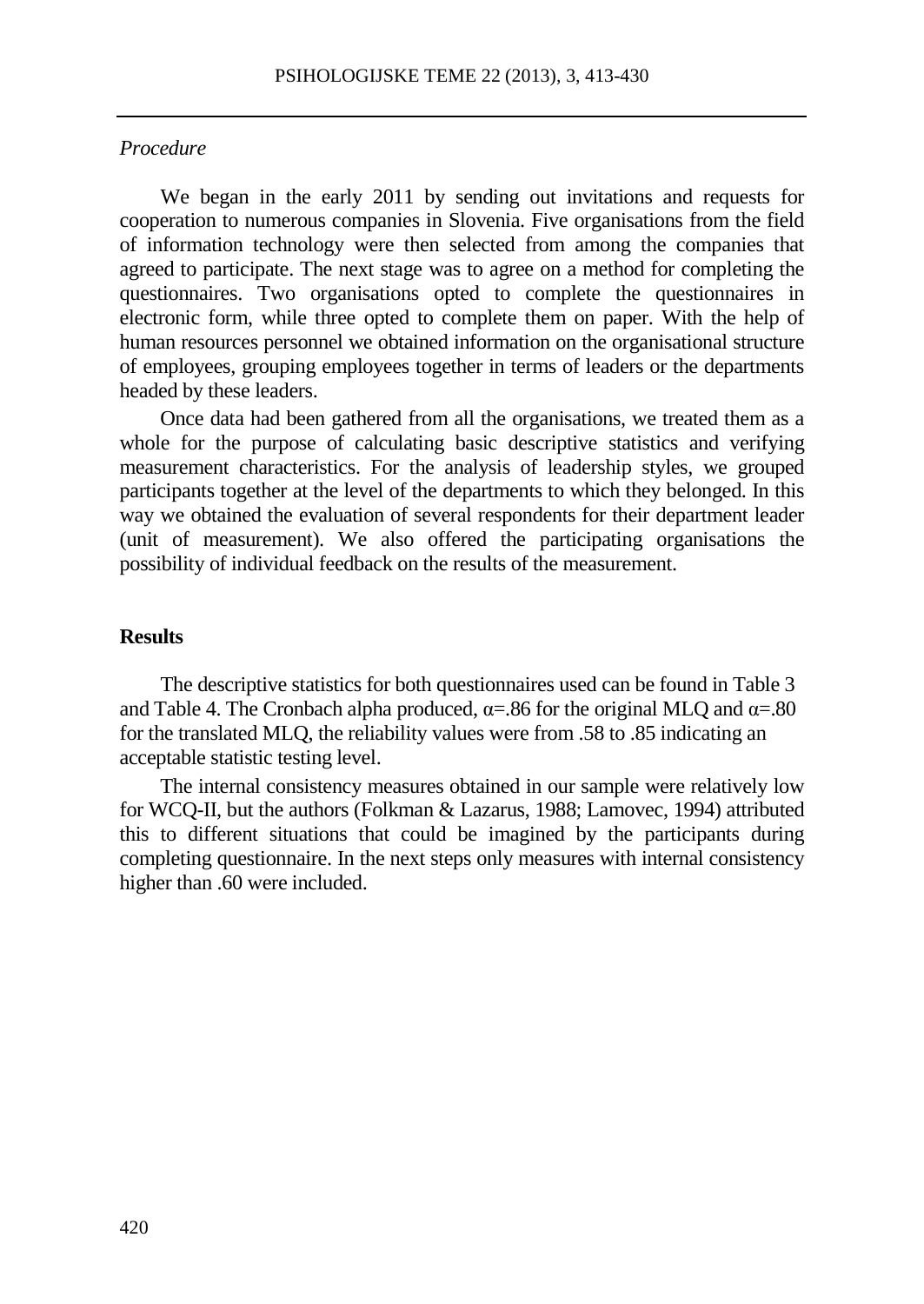*Procedure*

We began in the early 2011 by sending out invitations and requests for cooperation to numerous companies in Slovenia. Five organisations from the field of information technology were then selected from among the companies that agreed to participate. The next stage was to agree on a method for completing the questionnaires. Two organisations opted to complete the questionnaires in electronic form, while three opted to complete them on paper. With the help of human resources personnel we obtained information on the organisational structure of employees, grouping employees together in terms of leaders or the departments headed by these leaders.

Once data had been gathered from all the organisations, we treated them as a whole for the purpose of calculating basic descriptive statistics and verifying measurement characteristics. For the analysis of leadership styles, we grouped participants together at the level of the departments to which they belonged. In this way we obtained the evaluation of several respondents for their department leader (unit of measurement). We also offered the participating organisations the possibility of individual feedback on the results of the measurement.

## Results

The descriptive statistics for both questionnaires used can be found in Table 3 and Table 4. The Cronbach alpha produced, $\alpha$=.86 for the original MLQ and $\alpha$=.80 for the translated MLQ, the reliability values were from .58 to .85 indicating an acceptable statistic testing level.

The internal consistency measures obtained in our sample were relatively low for WCQ-II, but the authors (Folkman & Lazarus, 1988; Lamovec, 1994) attributed this to different situations that could be imagined by the participants during completing questionnaire. In the next steps only measures with internal consistency higher than .60 were included.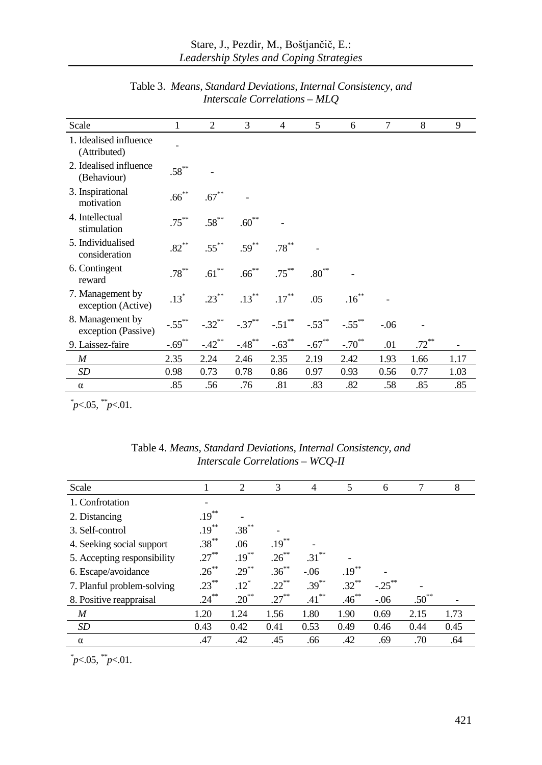Table 3. *Means, Standard Deviations, Internal Consistency, and Interscale Correlations – MLQ*

| Scale | 1 | 2 | 3 | 4 | 5 | 6 | 7 | 8 | 9 |
|---|---|---|---|---|---|---|---|---|---|
| 1. Idealised influence (Attributed) | - | | | | | | | | |
| 2. Idealised influence (Behaviour) | .58** | - | | | | | | | |
| 3. Inspirational motivation | .66** | .67** | - | | | | | | |
| 4. Intellectual stimulation | .75** | .58** | .60** | - | | | | | |
| 5. Individualised consideration | .82** | .55** | .59** | .78** | - | | | | |
| 6. Contingent reward | .78** | .61** | .66** | .75** | .80** | - | | | |
| 7. Management by exception (Active) | .13* | .23** | .13** | .17** | .05 | .16** | - | | |
| 8. Management by exception (Passive) | -.55** | -.32** | -.37** | -.51** | -.53** | -.55** | -.06 | - | |
| 9. Laissez-faire | -.69** | -.42** | -.48** | -.63** | -.67** | -.70** | .01 | .72** | - |
| *M* | 2.35 | 2.24 | 2.46 | 2.35 | 2.19 | 2.42 | 1.93 | 1.66 | 1.17 |
| *SD* | 0.98 | 0.73 | 0.78 | 0.86 | 0.97 | 0.93 | 0.56 | 0.77 | 1.03 |
| α | .85 | .56 | .76 | .81 | .83 | .82 | .58 | .85 | .85 |

*$p<.05$, **$p<.01$.

Table 4. *Means, Standard Deviations, Internal Consistency, and Interscale Correlations – WCQ-II*

| Scale | 1 | 2 | 3 | 4 | 5 | 6 | 7 | 8 |
|---|---|---|---|---|---|---|---|---|
| 1. Confrotation | - | | | | | | | |
| 2. Distancing | .19** | - | | | | | | |
| 3. Self-control | .19** | .38** | - | | | | | |
| 4. Seeking social support | .38** | .06 | .19** | - | | | | |
| 5. Accepting responsibility | .27** | .19** | .26** | .31** | - | | | |
| 6. Escape/avoidance | .26** | .29** | .36** | -.06 | .19** | - | | |
| 7. Planful problem-solving | .23** | .12* | .22** | .39** | .32** | -.25** | - | |
| 8. Positive reappraisal | .24** | .20** | .27** | .41** | .46** | -.06 | .50** | - |
| *M* | 1.20 | 1.24 | 1.56 | 1.80 | 1.90 | 0.69 | 2.15 | 1.73 |
| *SD* | 0.43 | 0.42 | 0.41 | 0.53 | 0.49 | 0.46 | 0.44 | 0.45 |
| α | .47 | .42 | .45 | .66 | .42 | .69 | .70 | .64 |

*$p<.05$, **$p<.01$.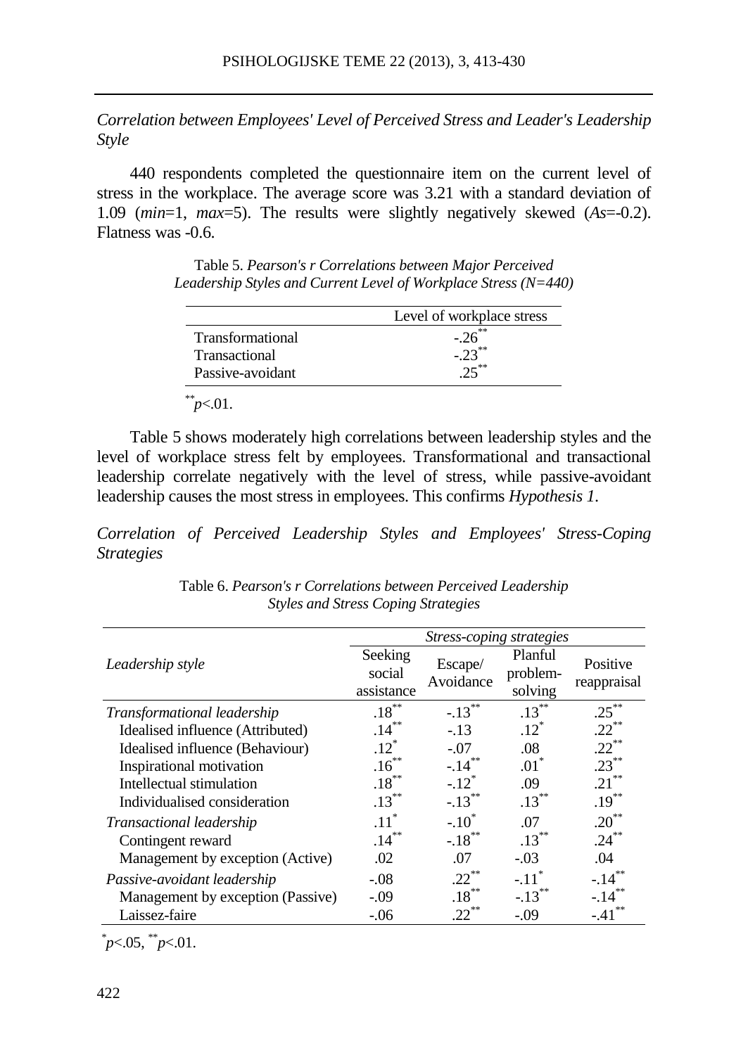*Correlation between Employees' Level of Perceived Stress and Leader's Leadership Style*

440 respondents completed the questionnaire item on the current level of stress in the workplace. The average score was 3.21 with a standard deviation of 1.09 (*min*=1, *max*=5). The results were slightly negatively skewed (*As*=-0.2). Flatness was -0.6.

Table 5. *Pearson's r Correlations between Major Perceived Leadership Styles and Current Level of Workplace Stress (N=440)*

| | Level of workplace stress |
|---|---|
| Transformational | -.26** |
| Transactional | -.23** |
| Passive-avoidant | .25** |

**$p$<.01.

Table 5 shows moderately high correlations between leadership styles and the level of workplace stress felt by employees. Transformational and transactional leadership correlate negatively with the level of stress, while passive-avoidant leadership causes the most stress in employees. This confirms *Hypothesis 1.*

*Correlation of Perceived Leadership Styles and Employees' Stress-Coping Strategies*

Table 6. *Pearson's r Correlations between Perceived Leadership Styles and Stress Coping Strategies*

| *Leadership style* | *Stress-coping strategies* | | | |
|---|---|---|---|---|
| | Seeking social assistance | Escape/ Avoidance | Planful problem-solving | Positive reappraisal |
| *Transformational leadership* | .18** | -.13** | .13** | .25** |
| Idealised influence (Attributed) | .14** | -.13 | .12* | .22** |
| Idealised influence (Behaviour) | .12* | -.07 | .08 | .22** |
| Inspirational motivation | .16** | -.14** | .01* | .23** |
| Intellectual stimulation | .18** | -.12* | .09 | .21** |
| Individualised consideration | .13** | -.13** | .13** | .19** |
| *Transactional leadership* | .11* | -.10* | .07 | .20** |
| Contingent reward | .14** | -.18** | .13** | .24** |
| Management by exception (Active) | .02 | .07 | -.03 | .04 |
| *Passive-avoidant leadership* | -.08 | .22** | -.11* | -.14** |
| Management by exception (Passive) | -.09 | .18** | -.13** | -.14** |
| Laissez-faire | -.06 | .22** | -.09 | -.41** |

*$p$<.05, **$p$<.01.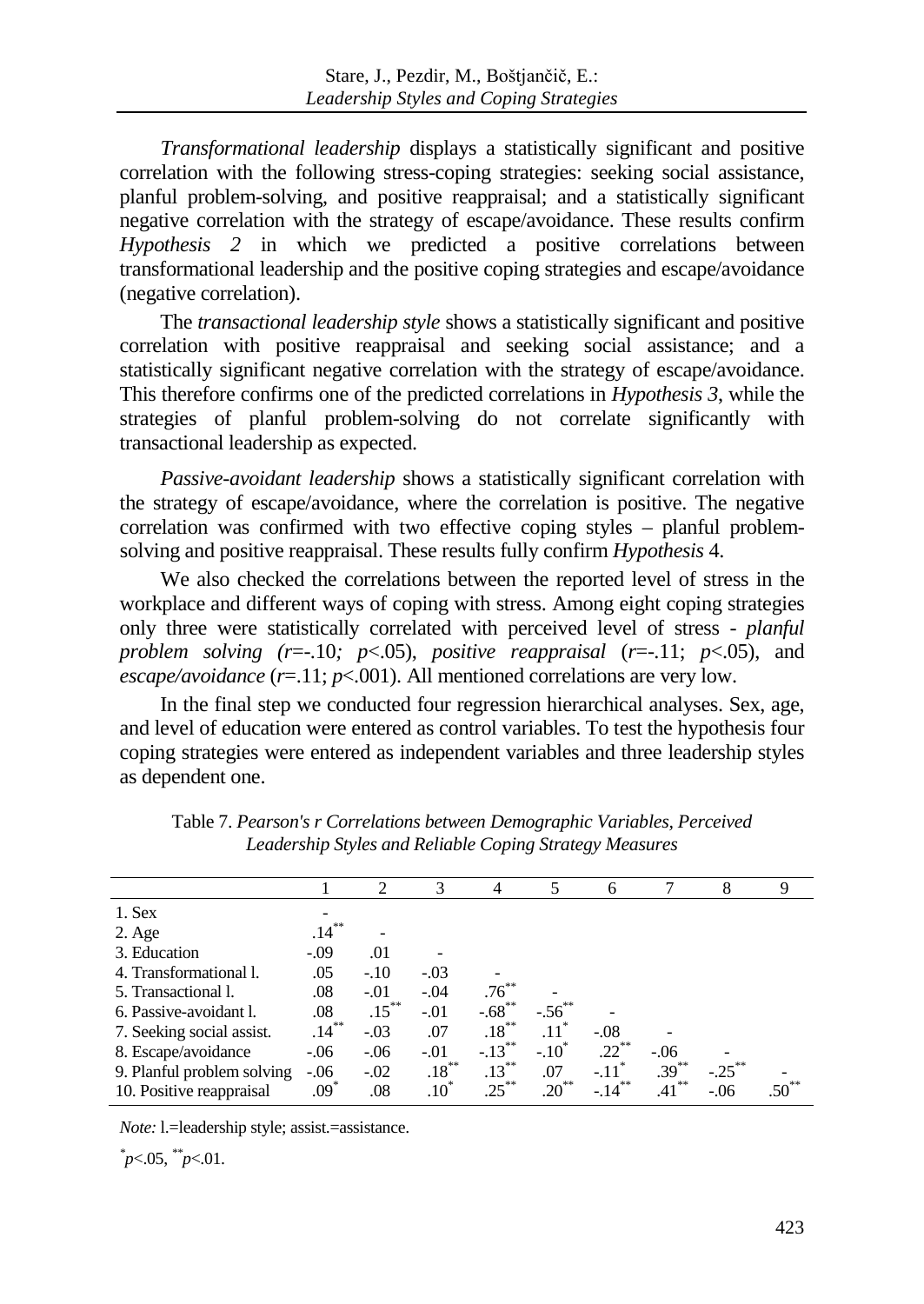*Transformational leadership* displays a statistically significant and positive correlation with the following stress-coping strategies: seeking social assistance, planful problem-solving, and positive reappraisal; and a statistically significant negative correlation with the strategy of escape/avoidance. These results confirm *Hypothesis 2* in which we predicted a positive correlations between transformational leadership and the positive coping strategies and escape/avoidance (negative correlation).

The *transactional leadership style* shows a statistically significant and positive correlation with positive reappraisal and seeking social assistance; and a statistically significant negative correlation with the strategy of escape/avoidance. This therefore confirms one of the predicted correlations in *Hypothesis 3*, while the strategies of planful problem-solving do not correlate significantly with transactional leadership as expected.

*Passive-avoidant leadership* shows a statistically significant correlation with the strategy of escape/avoidance, where the correlation is positive. The negative correlation was confirmed with two effective coping styles – planful problem-solving and positive reappraisal. These results fully confirm *Hypothesis* 4.

We also checked the correlations between the reported level of stress in the workplace and different ways of coping with stress. Among eight coping strategies only three were statistically correlated with perceived level of stress - *planful problem solving* ($r$=-.10; $p$<.05), *positive reappraisal* ($r$=-.11; $p$<.05), and *escape/avoidance* ($r$=.11; $p$<.001). All mentioned correlations are very low.

In the final step we conducted four regression hierarchical analyses. Sex, age, and level of education were entered as control variables. To test the hypothesis four coping strategies were entered as independent variables and three leadership styles as dependent one.

Table 7. *Pearson's r Correlations between Demographic Variables, Perceived Leadership Styles and Reliable Coping Strategy Measures*

| | 1 | 2 | 3 | 4 | 5 | 6 | 7 | 8 | 9 |
|---|---|---|---|---|---|---|---|---|---|
| 1. Sex | - | | | | | | | | |
| 2. Age | .14** | - | | | | | | | |
| 3. Education | -.09 | .01 | - | | | | | | |
| 4. Transformational l. | .05 | -.10 | -.03 | - | | | | | |
| 5. Transactional l. | .08 | -.01 | -.04 | .76** | - | | | | |
| 6. Passive-avoidant l. | .08 | .15** | -.01 | -.68** | -.56** | - | | | |
| 7. Seeking social assist. | .14** | -.03 | .07 | .18** | .11* | -.08 | - | | |
| 8. Escape/avoidance | -.06 | -.06 | -.01 | -.13** | -.10* | .22** | -.06 | - | |
| 9. Planful problem solving | -.06 | -.02 | .18** | .13** | .07 | -.11* | .39** | -.25** | - |
| 10. Positive reappraisal | .09* | .08 | .10* | .25** | .20** | -.14** | .41** | -.06 | .50** |

*Note:* l.=leadership style; assist.=assistance.

*$p$<.05, **$p$<.01.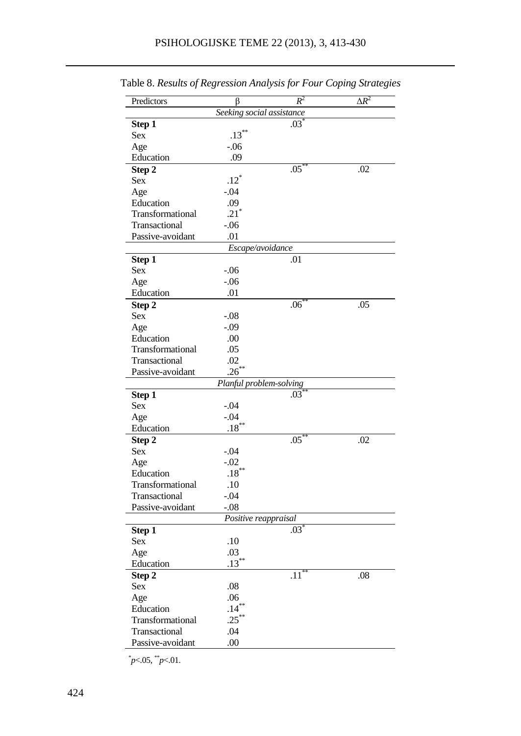Table 8. *Results of Regression Analysis for Four Coping Strategies*

| Predictors | β | $R^2$ | $\Delta R^2$ |
|---|---|---|---|
| *Seeking social assistance* | | | |
| **Step 1** | | $.03^{*}$ | |
| Sex | $.13^{**}$ | | |
| Age | -.06 | | |
| Education | .09 | | |
| **Step 2** | | $.05^{**}$ | .02 |
| Sex | $.12^{*}$ | | |
| Age | -.04 | | |
| Education | .09 | | |
| Transformational | $.21^{*}$ | | |
| Transactional | -.06 | | |
| Passive-avoidant | .01 | | |
| *Escape/avoidance* | | | |
| **Step 1** | | .01 | |
| Sex | -.06 | | |
| Age | -.06 | | |
| Education | .01 | | |
| **Step 2** | | $.06^{**}$ | .05 |
| Sex | -.08 | | |
| Age | -.09 | | |
| Education | .00 | | |
| Transformational | .05 | | |
| Transactional | .02 | | |
| Passive-avoidant | $.26^{**}$ | | |
| *Planful problem-solving* | | | |
| **Step 1** | | $.03^{**}$ | |
| Sex | -.04 | | |
| Age | -.04 | | |
| Education | $.18^{**}$ | | |
| **Step 2** | | $.05^{**}$ | .02 |
| Sex | -.04 | | |
| Age | -.02 | | |
| Education | $.18^{**}$ | | |
| Transformational | .10 | | |
| Transactional | -.04 | | |
| Passive-avoidant | -.08 | | |
| *Positive reappraisal* | | | |
| **Step 1** | | $.03^{*}$ | |
| Sex | .10 | | |
| Age | .03 | | |
| Education | $.13^{**}$ | | |
| **Step 2** | | $.11^{**}$ | .08 |
| Sex | .08 | | |
| Age | .06 | | |
| Education | $.14^{**}$ | | |
| Transformational | $.25^{**}$ | | |
| Transactional | .04 | | |
| Passive-avoidant | .00 | | |

$^{*}p<.05$, $^{**}p<.01$.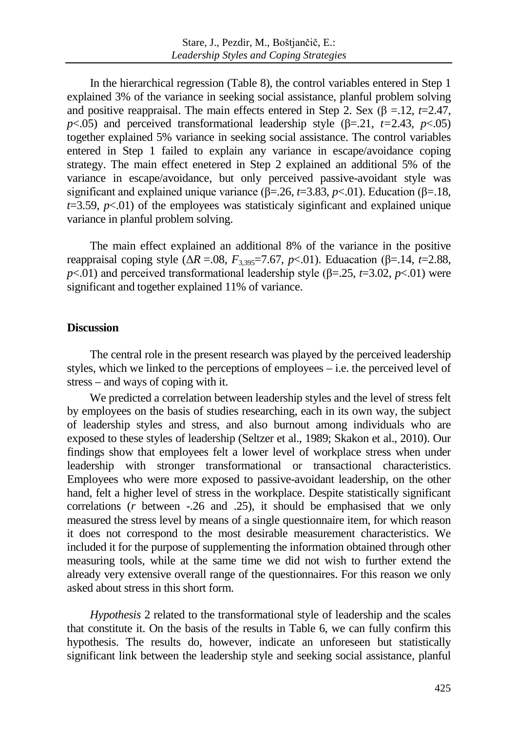In the hierarchical regression (Table 8), the control variables entered in Step 1 explained 3% of the variance in seeking social assistance, planful problem solving and positive reappraisal. The main effects entered in Step 2. Sex (β =.12, $t$=2.47, $p$<.05) and perceived transformational leadership style (β=.21, $t$=2.43, $p$<.05) together explained 5% variance in seeking social assistance. The control variables entered in Step 1 failed to explain any variance in escape/avoidance coping strategy. The main effect enetered in Step 2 explained an additional 5% of the variance in escape/avoidance, but only perceived passive-avoidant style was significant and explained unique variance (β=.26, $t$=3.83, $p$<.01). Education (β=.18, $t$=3.59, $p$<.01) of the employees was statisticaly siginficant and explained unique variance in planful problem solving.

The main effect explained an additional 8% of the variance in the positive reappraisal coping style ($\Delta R$ =.08, $F_{3,395}$=7.67, $p$<.01). Eduacation (β=.14, $t$=2.88, $p$<.01) and perceived transformational leadership style (β=.25, $t$=3.02, $p$<.01) were significant and together explained 11% of variance.

**Discussion**

The central role in the present research was played by the perceived leadership styles, which we linked to the perceptions of employees – i.e. the perceived level of stress – and ways of coping with it.

We predicted a correlation between leadership styles and the level of stress felt by employees on the basis of studies researching, each in its own way, the subject of leadership styles and stress, and also burnout among individuals who are exposed to these styles of leadership (Seltzer et al., 1989; Skakon et al., 2010). Our findings show that employees felt a lower level of workplace stress when under leadership with stronger transformational or transactional characteristics. Employees who were more exposed to passive-avoidant leadership, on the other hand, felt a higher level of stress in the workplace. Despite statistically significant correlations ($r$ between -.26 and .25), it should be emphasised that we only measured the stress level by means of a single questionnaire item, for which reason it does not correspond to the most desirable measurement characteristics. We included it for the purpose of supplementing the information obtained through other measuring tools, while at the same time we did not wish to further extend the already very extensive overall range of the questionnaires. For this reason we only asked about stress in this short form.

*Hypothesis* 2 related to the transformational style of leadership and the scales that constitute it. On the basis of the results in Table 6, we can fully confirm this hypothesis. The results do, however, indicate an unforeseen but statistically significant link between the leadership style and seeking social assistance, planful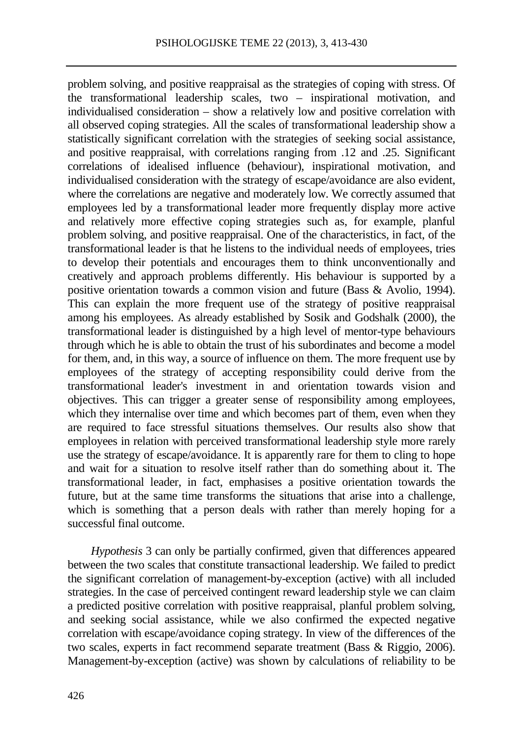problem solving, and positive reappraisal as the strategies of coping with stress. Of the transformational leadership scales, two – inspirational motivation, and individualised consideration – show a relatively low and positive correlation with all observed coping strategies. All the scales of transformational leadership show a statistically significant correlation with the strategies of seeking social assistance, and positive reappraisal, with correlations ranging from .12 and .25. Significant correlations of idealised influence (behaviour), inspirational motivation, and individualised consideration with the strategy of escape/avoidance are also evident, where the correlations are negative and moderately low. We correctly assumed that employees led by a transformational leader more frequently display more active and relatively more effective coping strategies such as, for example, planful problem solving, and positive reappraisal. One of the characteristics, in fact, of the transformational leader is that he listens to the individual needs of employees, tries to develop their potentials and encourages them to think unconventionally and creatively and approach problems differently. His behaviour is supported by a positive orientation towards a common vision and future (Bass & Avolio, 1994). This can explain the more frequent use of the strategy of positive reappraisal among his employees. As already established by Sosik and Godshalk (2000), the transformational leader is distinguished by a high level of mentor-type behaviours through which he is able to obtain the trust of his subordinates and become a model for them, and, in this way, a source of influence on them. The more frequent use by employees of the strategy of accepting responsibility could derive from the transformational leader's investment in and orientation towards vision and objectives. This can trigger a greater sense of responsibility among employees, which they internalise over time and which becomes part of them, even when they are required to face stressful situations themselves. Our results also show that employees in relation with perceived transformational leadership style more rarely use the strategy of escape/avoidance. It is apparently rare for them to cling to hope and wait for a situation to resolve itself rather than do something about it. The transformational leader, in fact, emphasises a positive orientation towards the future, but at the same time transforms the situations that arise into a challenge, which is something that a person deals with rather than merely hoping for a successful final outcome.

*Hypothesis* 3 can only be partially confirmed, given that differences appeared between the two scales that constitute transactional leadership. We failed to predict the significant correlation of management-by-exception (active) with all included strategies. In the case of perceived contingent reward leadership style we can claim a predicted positive correlation with positive reappraisal, planful problem solving, and seeking social assistance, while we also confirmed the expected negative correlation with escape/avoidance coping strategy. In view of the differences of the two scales, experts in fact recommend separate treatment (Bass & Riggio, 2006). Management-by-exception (active) was shown by calculations of reliability to be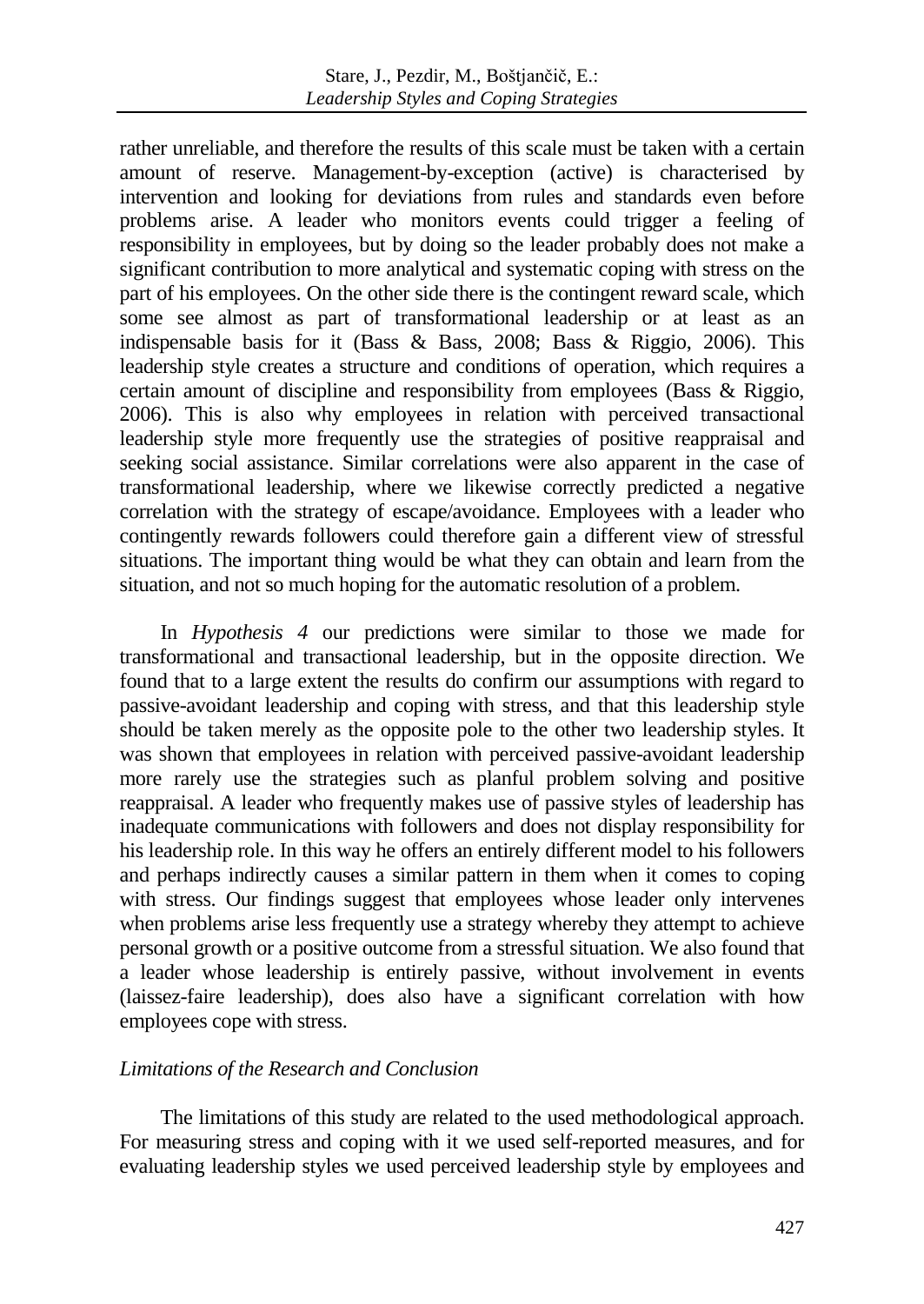rather unreliable, and therefore the results of this scale must be taken with a certain amount of reserve. Management-by-exception (active) is characterised by intervention and looking for deviations from rules and standards even before problems arise. A leader who monitors events could trigger a feeling of responsibility in employees, but by doing so the leader probably does not make a significant contribution to more analytical and systematic coping with stress on the part of his employees. On the other side there is the contingent reward scale, which some see almost as part of transformational leadership or at least as an indispensable basis for it (Bass & Bass, 2008; Bass & Riggio, 2006). This leadership style creates a structure and conditions of operation, which requires a certain amount of discipline and responsibility from employees (Bass & Riggio, 2006). This is also why employees in relation with perceived transactional leadership style more frequently use the strategies of positive reappraisal and seeking social assistance. Similar correlations were also apparent in the case of transformational leadership, where we likewise correctly predicted a negative correlation with the strategy of escape/avoidance. Employees with a leader who contingently rewards followers could therefore gain a different view of stressful situations. The important thing would be what they can obtain and learn from the situation, and not so much hoping for the automatic resolution of a problem.

In *Hypothesis 4* our predictions were similar to those we made for transformational and transactional leadership, but in the opposite direction. We found that to a large extent the results do confirm our assumptions with regard to passive-avoidant leadership and coping with stress, and that this leadership style should be taken merely as the opposite pole to the other two leadership styles. It was shown that employees in relation with perceived passive-avoidant leadership more rarely use the strategies such as planful problem solving and positive reappraisal. A leader who frequently makes use of passive styles of leadership has inadequate communications with followers and does not display responsibility for his leadership role. In this way he offers an entirely different model to his followers and perhaps indirectly causes a similar pattern in them when it comes to coping with stress. Our findings suggest that employees whose leader only intervenes when problems arise less frequently use a strategy whereby they attempt to achieve personal growth or a positive outcome from a stressful situation. We also found that a leader whose leadership is entirely passive, without involvement in events (laissez-faire leadership), does also have a significant correlation with how employees cope with stress.

### *Limitations of the Research and Conclusion*

The limitations of this study are related to the used methodological approach. For measuring stress and coping with it we used self-reported measures, and for evaluating leadership styles we used perceived leadership style by employees and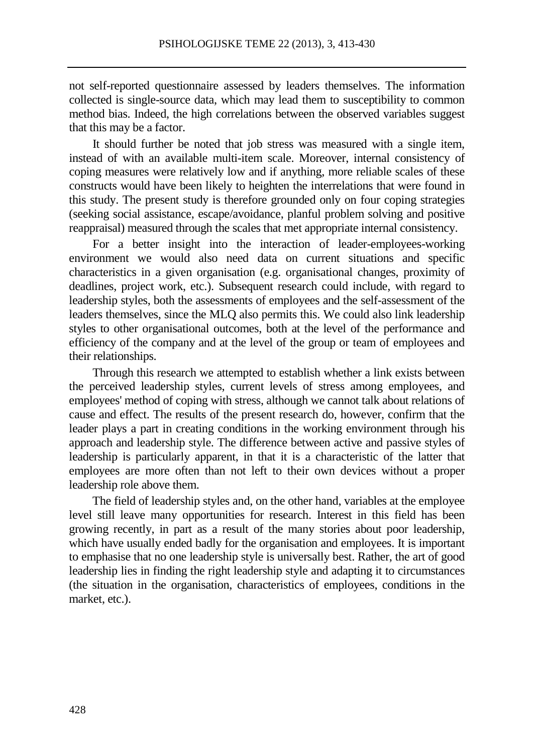not self-reported questionnaire assessed by leaders themselves. The information collected is single-source data, which may lead them to susceptibility to common method bias. Indeed, the high correlations between the observed variables suggest that this may be a factor.

It should further be noted that job stress was measured with a single item, instead of with an available multi-item scale. Moreover, internal consistency of coping measures were relatively low and if anything, more reliable scales of these constructs would have been likely to heighten the interrelations that were found in this study. The present study is therefore grounded only on four coping strategies (seeking social assistance, escape/avoidance, planful problem solving and positive reappraisal) measured through the scales that met appropriate internal consistency.

For a better insight into the interaction of leader-employees-working environment we would also need data on current situations and specific characteristics in a given organisation (e.g. organisational changes, proximity of deadlines, project work, etc.). Subsequent research could include, with regard to leadership styles, both the assessments of employees and the self-assessment of the leaders themselves, since the MLQ also permits this. We could also link leadership styles to other organisational outcomes, both at the level of the performance and efficiency of the company and at the level of the group or team of employees and their relationships.

Through this research we attempted to establish whether a link exists between the perceived leadership styles, current levels of stress among employees, and employees' method of coping with stress, although we cannot talk about relations of cause and effect. The results of the present research do, however, confirm that the leader plays a part in creating conditions in the working environment through his approach and leadership style. The difference between active and passive styles of leadership is particularly apparent, in that it is a characteristic of the latter that employees are more often than not left to their own devices without a proper leadership role above them.

The field of leadership styles and, on the other hand, variables at the employee level still leave many opportunities for research. Interest in this field has been growing recently, in part as a result of the many stories about poor leadership, which have usually ended badly for the organisation and employees. It is important to emphasise that no one leadership style is universally best. Rather, the art of good leadership lies in finding the right leadership style and adapting it to circumstances (the situation in the organisation, characteristics of employees, conditions in the market, etc.).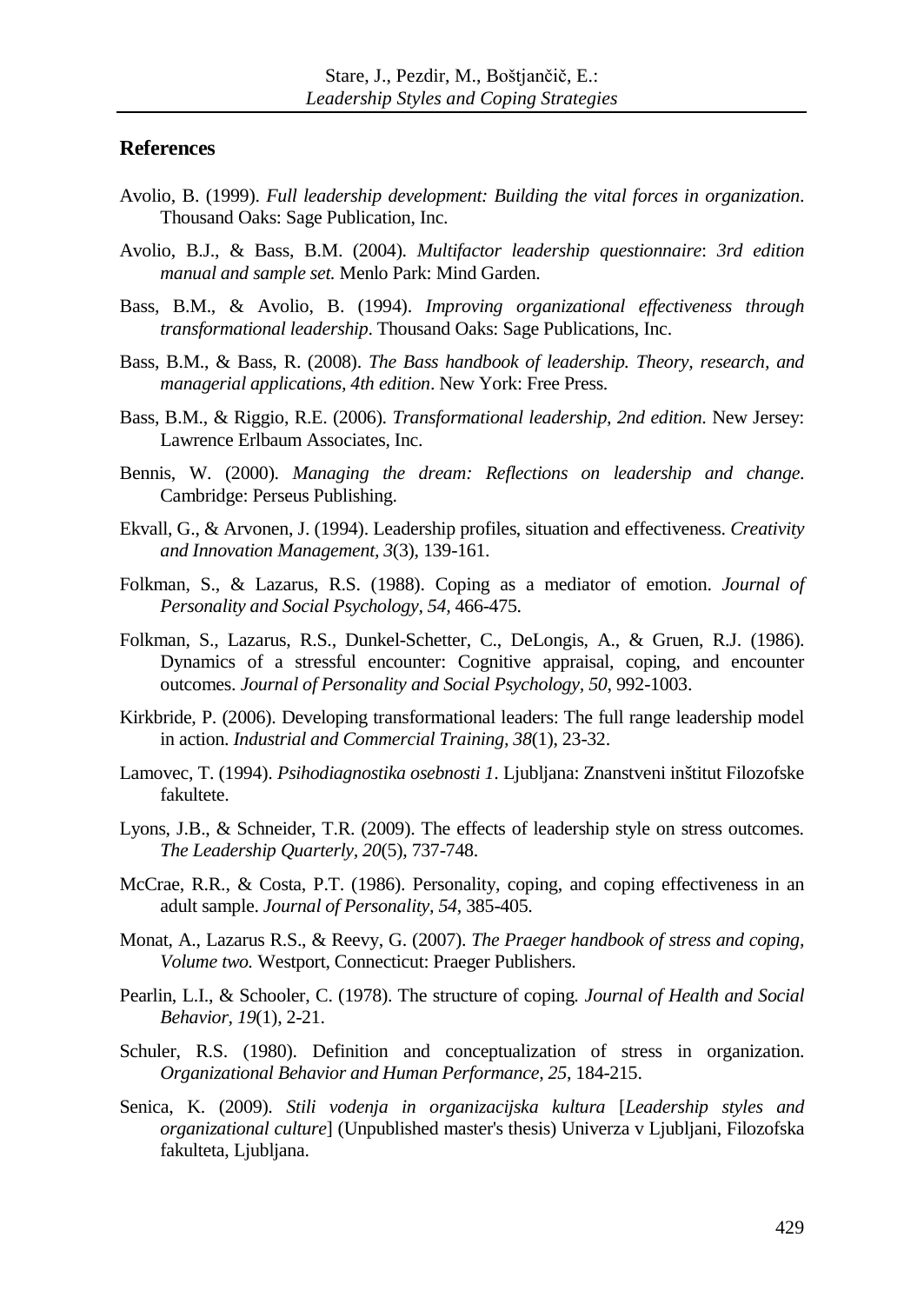## References

Avolio, B. (1999). *Full leadership development: Building the vital forces in organization*. Thousand Oaks: Sage Publication, Inc.

Avolio, B.J., & Bass, B.M. (2004). *Multifactor leadership questionnaire*: *3rd edition manual and sample set.* Menlo Park: Mind Garden.

Bass, B.M., & Avolio, B. (1994). *Improving organizational effectiveness through transformational leadership*. Thousand Oaks: Sage Publications, Inc.

Bass, B.M., & Bass, R. (2008). *The Bass handbook of leadership. Theory, research, and managerial applications, 4th edition*. New York: Free Press.

Bass, B.M., & Riggio, R.E. (2006). *Transformational leadership, 2nd edition*. New Jersey: Lawrence Erlbaum Associates, Inc.

Bennis, W. (2000). *Managing the dream: Reflections on leadership and change*. Cambridge: Perseus Publishing.

Ekvall, G., & Arvonen, J. (1994). Leadership profiles, situation and effectiveness. *Creativity and Innovation Management*, *3*(3), 139-161.

Folkman, S., & Lazarus, R.S. (1988). Coping as a mediator of emotion. *Journal of Personality and Social Psychology, 54,* 466-475.

Folkman, S., Lazarus, R.S., Dunkel-Schetter, C., DeLongis, A., & Gruen, R.J. (1986). Dynamics of a stressful encounter: Cognitive appraisal, coping, and encounter outcomes. *Journal of Personality and Social Psychology*, *50*, 992-1003.

Kirkbride, P. (2006). Developing transformational leaders: The full range leadership model in action. *Industrial and Commercial Training*, *38*(1), 23-32.

Lamovec, T. (1994). *Psihodiagnostika osebnosti 1*. Ljubljana: Znanstveni inštitut Filozofske fakultete.

Lyons, J.B., & Schneider, T.R. (2009). The effects of leadership style on stress outcomes. *The Leadership Quarterly*, *20*(5), 737-748.

McCrae, R.R., & Costa, P.T. (1986). Personality, coping, and coping effectiveness in an adult sample. *Journal of Personality*, *54*, 385-405.

Monat, A., Lazarus R.S., & Reevy, G. (2007). *The Praeger handbook of stress and coping, Volume two.* Westport, Connecticut: Praeger Publishers.

Pearlin, L.I., & Schooler, C. (1978). The structure of coping*. Journal of Health and Social Behavior*, *19*(1), 2-21.

Schuler, R.S. (1980). Definition and conceptualization of stress in organization. *Organizational Behavior and Human Performance*, *25*, 184-215.

Senica, K. (2009). *Stili vodenja in organizacijska kultura* [*Leadership styles and organizational culture*] (Unpublished master's thesis) Univerza v Ljubljani, Filozofska fakulteta, Ljubljana.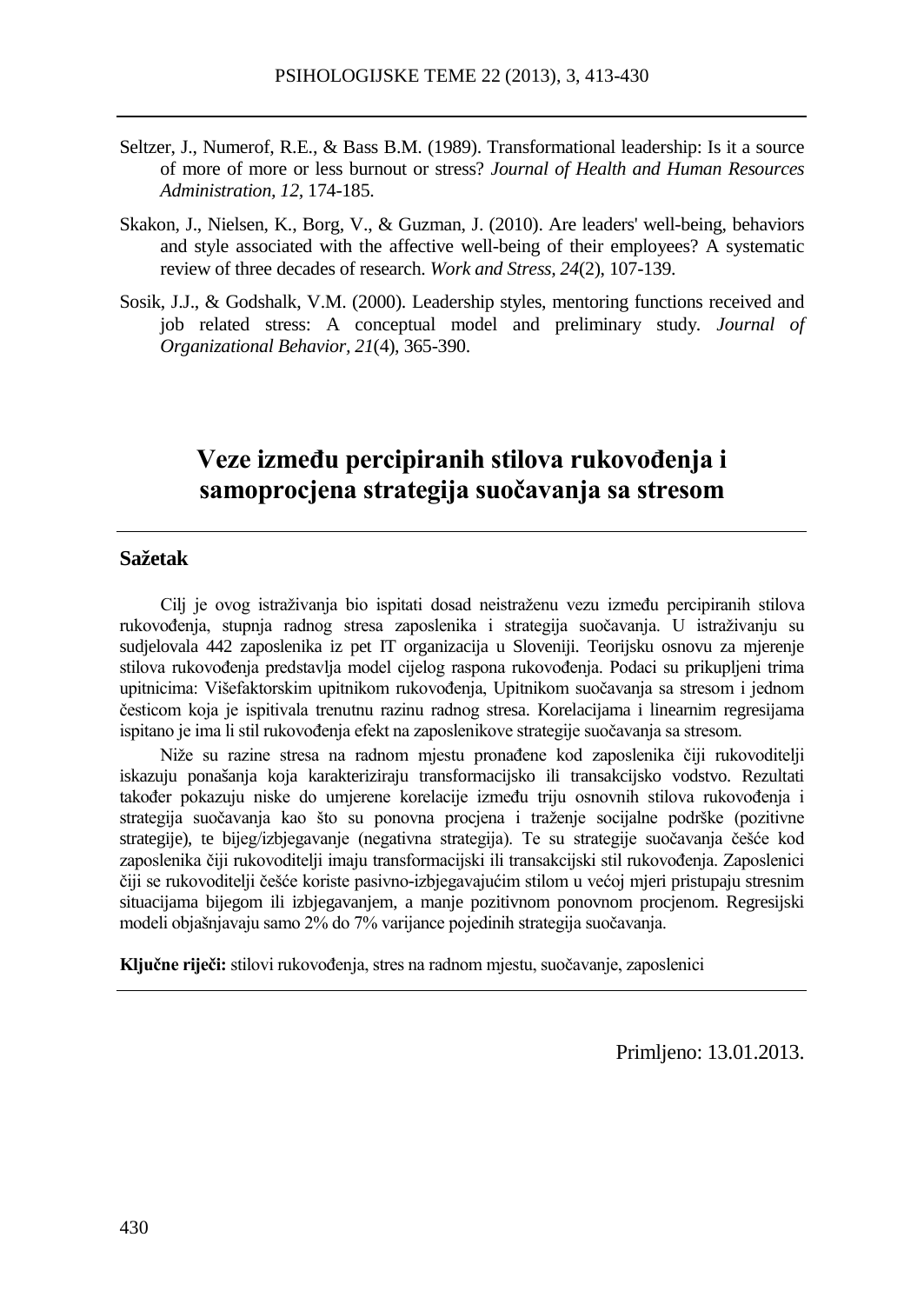Seltzer, J., Numerof, R.E., & Bass B.M. (1989). Transformational leadership: Is it a source of more of more or less burnout or stress? *Journal of Health and Human Resources Administration, 12,* 174-185.

Skakon, J., Nielsen, K., Borg, V., & Guzman, J. (2010). Are leaders' well-being, behaviors and style associated with the affective well-being of their employees? A systematic review of three decades of research. *Work and Stress, 24*(2), 107-139.

Sosik, J.J., & Godshalk, V.M. (2000). Leadership styles, mentoring functions received and job related stress: A conceptual model and preliminary study. *Journal of Organizational Behavior, 21*(4), 365-390.

# Veze između percipiranih stilova rukovođenja i samoprocjena strategija suočavanja sa stresom

## Sažetak

Cilj je ovog istraživanja bio ispitati dosad neistraženu vezu između percipiranih stilova rukovođenja, stupnja radnog stresa zaposlenika i strategija suočavanja. U istraživanju su sudjelovala 442 zaposlenika iz pet IT organizacija u Sloveniji. Teorijsku osnovu za mjerenje stilova rukovođenja predstavlja model cijelog raspona rukovođenja. Podaci su prikupljeni trima upitnicima: Višefaktorskim upitnikom rukovođenja, Upitnikom suočavanja sa stresom i jednom česticom koja je ispitivala trenutnu razinu radnog stresa. Korelacijama i linearnim regresijama ispitano je ima li stil rukovođenja efekt na zaposlenikove strategije suočavanja sa stresom.

Niže su razine stresa na radnom mjestu pronađene kod zaposlenika čiji rukovoditelji iskazuju ponašanja koja karakteriziraju transformacijsko ili transakcijsko vodstvo. Rezultati također pokazuju niske do umjerene korelacije između triju osnovnih stilova rukovođenja i strategija suočavanja kao što su ponovna procjena i traženje socijalne podrške (pozitivne strategije), te bijeg/izbjegavanje (negativna strategija). Te su strategije suočavanja češće kod zaposlenika čiji rukovoditelji imaju transformacijski ili transakcijski stil rukovođenja. Zaposlenici čiji se rukovoditelji češće koriste pasivno-izbjegavajućim stilom u većoj mjeri pristupaju stresnim situacijama bijegom ili izbjegavanjem, a manje pozitivnom ponovnom procjenom. Regresijski modeli objašnjavaju samo 2% do 7% varijance pojedinih strategija suočavanja.

**Ključne riječi:** stilovi rukovođenja, stres na radnom mjestu, suočavanje, zaposlenici

Primljeno: 13.01.2013.